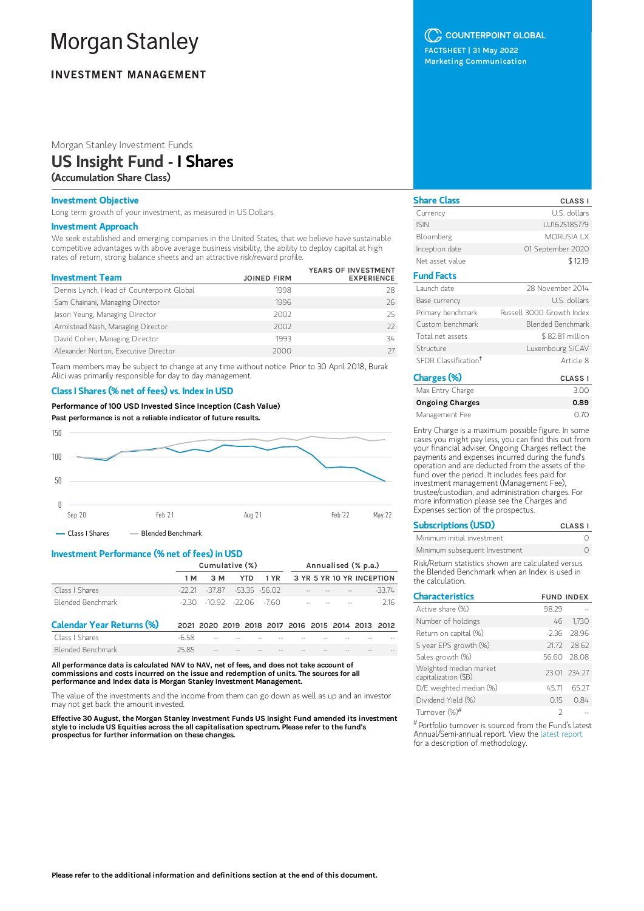# Morgan Stanley

**INVESTMENT MANAGEMENT**

COUNTERPOINT GLOBAL

FACTSHEET | 31 May 2022

Marketing Communication

Morgan Stanley Investment Funds

## US Insight Fund - I Shares

**(Accumulation Share Class)**

### Investment Objective

Long term growth of your investment, as measured in US Dollars.

### Investment Approach

We seek established and emerging companies in the United States, that we believe have sustainable competitive advantages with above average business visibility, the ability to deploy capital at high rates of return, strong balance sheets and an attractive risk/reward profile.

| Investment Team | JOINED FIRM | YEARS OF INVESTMENT EXPERIENCE |
|---|---|---|
| Dennis Lynch, Head of Counterpoint Global | 1998 | 28 |
| Sam Chainani, Managing Director | 1996 | 26 |
| Jason Yeung, Managing Director | 2002 | 25 |
| Armistead Nash, Managing Director | 2002 | 22 |
| David Cohen, Managing Director | 1993 | 34 |
| Alexander Norton, Executive Director | 2000 | 27 |

Team members may be subject to change at any time without notice. Prior to 30 April 2018, Burak Alici was primarily responsible for day to day management.

### Class I Shares (% net of fees) vs. Index in USD

**Performance of 100 USD Invested Since Inception (Cash Value)**

**Past performance is not a reliable indicator of future results.**

— Class I Shares — Blended Benchmark

### Investment Performance (% net of fees) in USD

| | Cumulative (%) | | | | Annualised (% p.a.) | | | |
|---|---|---|---|---|---|---|---|---|
| | 1 M | 3 M | YTD | 1 YR | 3 YR | 5 YR | 10 YR | INCEPTION |
| Class I Shares | -22.21 | -37.87 | -53.35 | -56.02 | -- | -- | -- | -33.74 |
| Blended Benchmark | -2.30 | -10.92 | -22.06 | -7.60 | -- | -- | -- | 2.16 |

### Calendar Year Returns (%)

| | 2021 | 2020 | 2019 | 2018 | 2017 | 2016 | 2015 | 2014 | 2013 | 2012 |
|---|---|---|---|---|---|---|---|---|---|---|
| Class I Shares | -6.58 | -- | -- | -- | -- | -- | -- | -- | -- | -- |
| Blended Benchmark | 25.85 | -- | -- | -- | -- | -- | -- | -- | -- | -- |

**All performance data is calculated NAV to NAV, net of fees, and does not take account of commissions and costs incurred on the issue and redemption of units. The sources for all performance and Index data is Morgan Stanley Investment Management.**

The value of the investments and the income from them can go down as well as up and an investor may not get back the amount invested.

**Effective 30 August, the Morgan Stanley Investment Funds US Insight Fund amended its investment style to include US Equities across the all capitalisation spectrum. Please refer to the fund's prospectus for further information on these changes.**

### Share Class

| Share Class | CLASS I |
|---|---|
| Currency | U.S. dollars |
| ISIN | LU1625185779 |
| Bloomberg | MORUSIA LX |
| Inception date | 01 September 2020 |
| Net asset value | $ 12.19 |

### Fund Facts

| | |
|---|---|
| Launch date | 28 November 2014 |
| Base currency | U.S. dollars |
| Primary benchmark | Russell 3000 Growth Index |
| Custom benchmark | Blended Benchmark |
| Total net assets | $ 82.81 million |
| Structure | Luxembourg SICAV |
| SFDR Classification† | Article 8 |

### Charges (%)

| Charges (%) | CLASS I |
|---|---|
| Max Entry Charge | 3.00 |
| **Ongoing Charges** | **0.89** |
| Management Fee | 0.70 |

Entry Charge is a maximum possible figure. In some cases you might pay less, you can find this out from your financial adviser. Ongoing Charges reflect the payments and expenses incurred during the fund's operation and are deducted from the assets of the fund over the period. It includes fees paid for investment management (Management Fee), trustee/custodian, and administration charges. For more information please see the Charges and Expenses section of the prospectus.

### Subscriptions (USD)

| Subscriptions (USD) | CLASS I |
|---|---|
| Minimum initial investment | 0 |
| Minimum subsequent Investment | 0 |

Risk/Return statistics shown are calculated versus the Blended Benchmark when an Index is used in the calculation.

### Characteristics

| Characteristics | FUND | INDEX |
|---|---|---|
| Active share (%) | 98.29 | -- |
| Number of holdings | 46 | 1,730 |
| Return on capital (%) | -2.36 | 28.96 |
| 5 year EPS growth (%) | 21.72 | 28.62 |
| Sales growth (%) | 56.60 | 28.08 |
| Weighted median market capitalization ($B) | 23.01 | 234.27 |
| D/E weighted median (%) | 45.71 | 65.27 |
| Dividend Yield (%) | 0.15 | 0.84 |
| Turnover (%)# | 2 | -- |

# Portfolio turnover is sourced from the Fund's latest Annual/Semi-annual report. View the latest report for a description of methodology.

**Please refer to the additional information and definitions section at the end of this document.**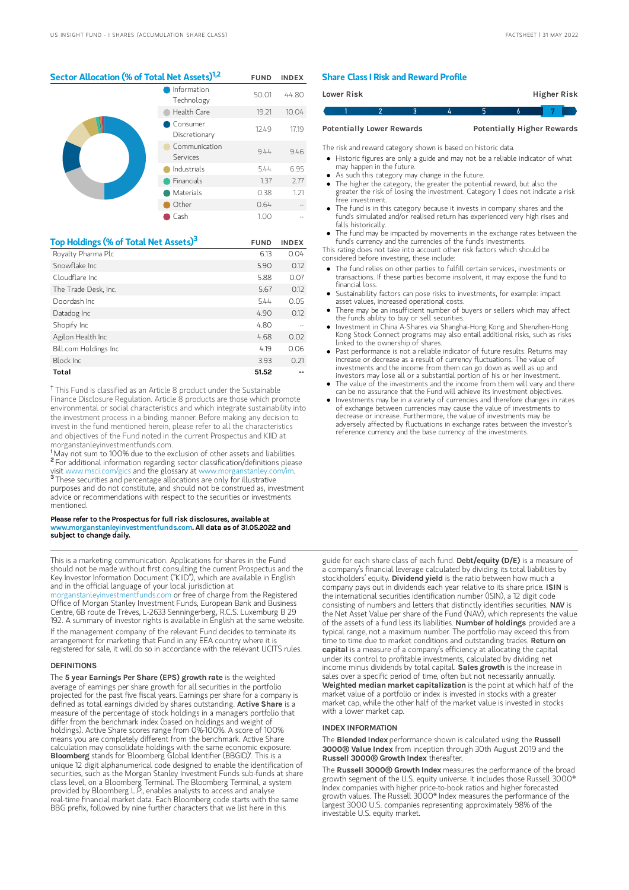## Sector Allocation (% of Total Net Assets)[1,2]

| | FUND | INDEX |
|---|---|---|
| Information Technology | 50.01 | 44.80 |
| Health Care | 19.21 | 10.04 |
| Consumer Discretionary | 12.49 | 17.19 |
| Communication Services | 9.44 | 9.46 |
| Industrials | 5.44 | 6.95 |
| Financials | 1.37 | 2.77 |
| Materials | 0.38 | 1.21 |
| Other | 0.64 | -- |
| Cash | 1.00 | -- |

## Top Holdings (% of Total Net Assets)[3]

| | FUND | INDEX |
|---|---|---|
| Royalty Pharma Plc | 6.13 | 0.04 |
| Snowflake Inc | 5.90 | 0.12 |
| Cloudflare Inc | 5.88 | 0.07 |
| The Trade Desk, Inc. | 5.67 | 0.12 |
| Doordash Inc | 5.44 | 0.05 |
| Datadog Inc | 4.90 | 0.12 |
| Shopify Inc | 4.80 | -- |
| Agilon Health Inc | 4.68 | 0.02 |
| Bill.com Holdings Inc | 4.19 | 0.06 |
| Block Inc | 3.93 | 0.21 |
| **Total** | **51.52** | **--** |

† This Fund is classified as an Article 8 product under the Sustainable Finance Disclosure Regulation. Article 8 products are those which promote environmental or social characteristics and which integrate sustainability into the investment process in a binding manner. Before making any decision to invest in the fund mentioned herein, please refer to all the characteristics and objectives of the Fund noted in the current Prospectus and KIID at morganstanleyinvestmentfunds.com.

[1] May not sum to 100% due to the exclusion of other assets and liabilities.
[2] For additional information regarding sector classification/definitions please visit www.msci.com/gics and the glossary at www.morganstanley.com/im.
[3] These securities and percentage allocations are only for illustrative purposes and do not constitute, and should not be construed as, investment advice or recommendations with respect to the securities or investments mentioned.

**Please refer to the Prospectus for full risk disclosures, available at www.morganstanleyinvestmentfunds.com. All data as of 31.05.2022 and subject to change daily.**

## Share Class I Risk and Reward Profile

| Lower Risk | | | | | | Higher Risk |
|---|---|---|---|---|---|---|
| 1 | 2 | 3 | 4 | 5 | 6 | **7** |
| Potentially Lower Rewards | | | | | | Potentially Higher Rewards |

The risk and reward category shown is based on historic data.

- Historic figures are only a guide and may not be a reliable indicator of what may happen in the future.
- As such this category may change in the future.
- The higher the category, the greater the potential reward, but also the greater the risk of losing the investment. Category 1 does not indicate a risk free investment.
- The fund is in this category because it invests in company shares and the fund's simulated and/or realised return has experienced very high rises and falls historically.
- The fund may be impacted by movements in the exchange rates between the fund's currency and the currencies of the fund's investments.

This rating does not take into account other risk factors which should be considered before investing, these include:

- The fund relies on other parties to fulfill certain services, investments or transactions. If these parties become insolvent, it may expose the fund to financial loss.
- Sustainability factors can pose risks to investments, for example: impact asset values, increased operational costs.
- There may be an insufficient number of buyers or sellers which may affect the funds ability to buy or sell securities.
- Investment in China A-Shares via Shanghai-Hong Kong and Shenzhen-Hong Kong Stock Connect programs may also entail additional risks, such as risks linked to the ownership of shares.
- Past performance is not a reliable indicator of future results. Returns may increase or decrease as a result of currency fluctuations. The value of investments and the income from them can go down as well as up and investors may lose all or a substantial portion of his or her investment.
- The value of the investments and the income from them will vary and there can be no assurance that the Fund will achieve its investment objectives.
- Investments may be in a variety of currencies and therefore changes in rates of exchange between currencies may cause the value of investments to decrease or increase. Furthermore, the value of investments may be adversely affected by fluctuations in exchange rates between the investor's reference currency and the base currency of the investments.

---

This is a marketing communication. Applications for shares in the Fund should not be made without first consulting the current Prospectus and the Key Investor Information Document ("KIID"), which are available in English and in the official language of your local jurisdiction at morganstanleyinvestmentfunds.com or free of charge from the Registered Office of Morgan Stanley Investment Funds, European Bank and Business Centre, 6B route de Trèves, L-2633 Senningerberg, R.C.S. Luxemburg B 29 192. A summary of investor rights is available in English at the same website.

If the management company of the relevant Fund decides to terminate its arrangement for marketing that Fund in any EEA country where it is registered for sale, it will do so in accordance with the relevant UCITS rules.

### DEFINITIONS

The **5 year Earnings Per Share (EPS) growth rate** is the weighted average of earnings per share growth for all securities in the portfolio projected for the past five fiscal years. Earnings per share for a company is defined as total earnings divided by shares outstanding. **Active Share** is a measure of the percentage of stock holdings in a managers portfolio that differ from the benchmark index (based on holdings and weight of holdings). Active Share scores range from 0%-100%. A score of 100% means you are completely different from the benchmark. Active Share calculation may consolidate holdings with the same economic exposure. **Bloomberg** stands for 'Bloomberg Global Identifier (BBGID)'. This is a unique 12 digit alphanumerical code designed to enable the identification of securities, such as the Morgan Stanley Investment Funds sub-funds at share class level, on a Bloomberg Terminal. The Bloomberg Terminal, a system provided by Bloomberg L.P., enables analysts to access and analyse real-time financial market data. Each Bloomberg code starts with the same BBG prefix, followed by nine further characters that we list here in this guide for each share class of each fund. **Debt/equity (D/E)** is a measure of a company's financial leverage calculated by dividing its total liabilities by stockholders' equity. **Dividend yield** is the ratio between how much a company pays out in dividends each year relative to its share price. **ISIN** is the international securities identification number (ISIN), a 12 digit code consisting of numbers and letters that distinctly identifies securities. **NAV** is the Net Asset Value per share of the Fund (NAV), which represents the value of the assets of a fund less its liabilities. **Number of holdings** provided are a typical range, not a maximum number. The portfolio may exceed this from time to time due to market conditions and outstanding trades. **Return on capital** is a measure of a company's efficiency at allocating the capital under its control to profitable investments, calculated by dividing net income minus dividends by total capital. **Sales growth** is the increase in sales over a specific period of time, often but not necessarily annually. **Weighted median market capitalization** is the point at which half of the market value of a portfolio or index is invested in stocks with a greater market cap, while the other half of the market value is invested in stocks with a lower market cap.

### INDEX INFORMATION

The **Blended Index** performance shown is calculated using the **Russell 3000® Value Index** from inception through 30th August 2019 and the **Russell 3000® Growth Index** thereafter.

The **Russell 3000® Growth Index** measures the performance of the broad growth segment of the U.S. equity universe. It includes those Russell 3000® Index companies with higher price-to-book ratios and higher forecasted growth values. The Russell 3000® Index measures the performance of the largest 3000 U.S. companies representing approximately 98% of the investable U.S. equity market.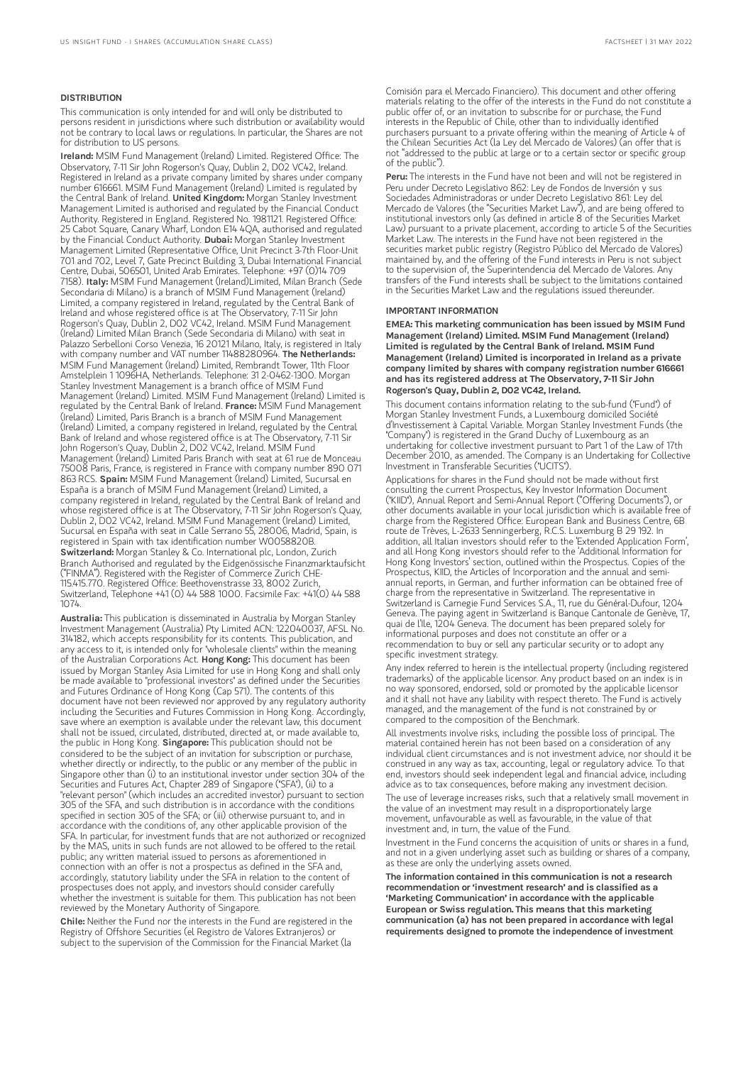## DISTRIBUTION

This communication is only intended for and will only be distributed to persons resident in jurisdictions where such distribution or availability would not be contrary to local laws or regulations. In particular, the Shares are not for distribution to US persons.

**Ireland:** MSIM Fund Management (Ireland) Limited. Registered Office: The Observatory, 7-11 Sir John Rogerson's Quay, Dublin 2, D02 VC42, Ireland. Registered in Ireland as a private company limited by shares under company number 616661. MSIM Fund Management (Ireland) Limited is regulated by the Central Bank of Ireland. **United Kingdom:** Morgan Stanley Investment Management Limited is authorised and regulated by the Financial Conduct Authority. Registered in England. Registered No. 1981121. Registered Office: 25 Cabot Square, Canary Wharf, London E14 4QA, authorised and regulated by the Financial Conduct Authority. **Dubai:** Morgan Stanley Investment Management Limited (Representative Office, Unit Precinct 3-7th Floor-Unit 701 and 702, Level 7, Gate Precinct Building 3, Dubai International Financial Centre, Dubai, 506501, United Arab Emirates. Telephone: +97 (0)14 709 7158). **Italy:** MSIM Fund Management (Ireland)Limited, Milan Branch (Sede Secondaria di Milano) is a branch of MSIM Fund Management (Ireland) Limited, a company registered in Ireland, regulated by the Central Bank of Ireland and whose registered office is at The Observatory, 7-11 Sir John Rogerson's Quay, Dublin 2, D02 VC42, Ireland. MSIM Fund Management (Ireland) Limited Milan Branch (Sede Secondaria di Milano) with seat in Palazzo Serbelloni Corso Venezia, 16 20121 Milano, Italy, is registered in Italy with company number and VAT number 11488280964. **The Netherlands:** MSIM Fund Management (Ireland) Limited, Rembrandt Tower, 11th Floor Amstelplein 1 1096HA, Netherlands. Telephone: 31 2-0462-1300. Morgan Stanley Investment Management is a branch office of MSIM Fund Management (Ireland) Limited. MSIM Fund Management (Ireland) Limited is regulated by the Central Bank of Ireland. **France:** MSIM Fund Management (Ireland) Limited, Paris Branch is a branch of MSIM Fund Management (Ireland) Limited, a company registered in Ireland, regulated by the Central Bank of Ireland and whose registered office is at The Observatory, 7-11 Sir John Rogerson's Quay, Dublin 2, D02 VC42, Ireland. MSIM Fund Management (Ireland) Limited Paris Branch with seat at 61 rue de Monceau 75008 Paris, France, is registered in France with company number 890 071 863 RCS. **Spain:** MSIM Fund Management (Ireland) Limited, Sucursal en España is a branch of MSIM Fund Management (Ireland) Limited, a company registered in Ireland, regulated by the Central Bank of Ireland and whose registered office is at The Observatory, 7-11 Sir John Rogerson's Quay, Dublin 2, D02 VC42, Ireland. MSIM Fund Management (Ireland) Limited, Sucursal en España with seat in Calle Serrano 55, 28006, Madrid, Spain, is registered in Spain with tax identification number W0058820B. **Switzerland:** Morgan Stanley & Co. International plc, London, Zurich Branch Authorised and regulated by the Eidgenössische Finanzmarktaufsicht ("FINMA"). Registered with the Register of Commerce Zurich CHE-115.415.770. Registered Office: Beethovenstrasse 33, 8002 Zurich, Switzerland, Telephone +41 (0) 44 588 1000. Facsimile Fax: +41(0) 44 588 1074.

**Australia:** This publication is disseminated in Australia by Morgan Stanley Investment Management (Australia) Pty Limited ACN: 122040037, AFSL No. 314182, which accepts responsibility for its contents. This publication, and any access to it, is intended only for "wholesale clients" within the meaning of the Australian Corporations Act. **Hong Kong:** This document has been issued by Morgan Stanley Asia Limited for use in Hong Kong and shall only be made available to "professional investors" as defined under the Securities and Futures Ordinance of Hong Kong (Cap 571). The contents of this document have not been reviewed nor approved by any regulatory authority including the Securities and Futures Commission in Hong Kong. Accordingly, save where an exemption is available under the relevant law, this document shall not be issued, circulated, distributed, directed at, or made available to, the public in Hong Kong. **Singapore:** This publication should not be considered to be the subject of an invitation for subscription or purchase, whether directly or indirectly, to the public or any member of the public in Singapore other than (i) to an institutional investor under section 304 of the Securities and Futures Act, Chapter 289 of Singapore ("SFA"), (ii) to a "relevant person" (which includes an accredited investor) pursuant to section 305 of the SFA, and such distribution is in accordance with the conditions specified in section 305 of the SFA; or (iii) otherwise pursuant to, and in accordance with the conditions of, any other applicable provision of the SFA. In particular, for investment funds that are not authorized or recognized by the MAS, units in such funds are not allowed to be offered to the retail public; any written material issued to persons as aforementioned in connection with an offer is not a prospectus as defined in the SFA and, accordingly, statutory liability under the SFA in relation to the content of prospectuses does not apply, and investors should consider carefully whether the investment is suitable for them. This publication has not been reviewed by the Monetary Authority of Singapore.

**Chile:** Neither the Fund nor the interests in the Fund are registered in the Registry of Offshore Securities (el Registro de Valores Extranjeros) or subject to the supervision of the Commission for the Financial Market (la Comisión para el Mercado Financiero). This document and other offering materials relating to the offer of the interests in the Fund do not constitute a public offer of, or an invitation to subscribe for or purchase, the Fund interests in the Republic of Chile, other than to individually identified purchasers pursuant to a private offering within the meaning of Article 4 of the Chilean Securities Act (la Ley del Mercado de Valores) (an offer that is not "addressed to the public at large or to a certain sector or specific group of the public").

**Peru:** The interests in the Fund have not been and will not be registered in Peru under Decreto Legislativo 862: Ley de Fondos de Inversión y sus Sociedades Administradoras or under Decreto Legislativo 861: Ley del Mercado de Valores (the "Securities Market Law"), and are being offered to institutional investors only (as defined in article 8 of the Securities Market Law) pursuant to a private placement, according to article 5 of the Securities Market Law. The interests in the Fund have not been registered in the securities market public registry (Registro Público del Mercado de Valores) maintained by, and the offering of the Fund interests in Peru is not subject to the supervision of, the Superintendencia del Mercado de Valores. Any transfers of the Fund interests shall be subject to the limitations contained in the Securities Market Law and the regulations issued thereunder.

## IMPORTANT INFORMATION

**EMEA: This marketing communication has been issued by MSIM Fund Management (Ireland) Limited. MSIM Fund Management (Ireland) Limited is regulated by the Central Bank of Ireland. MSIM Fund Management (Ireland) Limited is incorporated in Ireland as a private company limited by shares with company registration number 616661 and has its registered address at The Observatory, 7-11 Sir John Rogerson's Quay, Dublin 2, D02 VC42, Ireland.**

This document contains information relating to the sub-fund ("Fund") of Morgan Stanley Investment Funds, a Luxembourg domiciled Société d'Investissement à Capital Variable. Morgan Stanley Investment Funds (the "Company") is registered in the Grand Duchy of Luxembourg as an undertaking for collective investment pursuant to Part 1 of the Law of 17th December 2010, as amended. The Company is an Undertaking for Collective Investment in Transferable Securities ("UCITS").

Applications for shares in the Fund should not be made without first consulting the current Prospectus, Key Investor Information Document ("KIID"), Annual Report and Semi-Annual Report ("Offering Documents"), or other documents available in your local jurisdiction which is available free of charge from the Registered Office: European Bank and Business Centre, 6B route de Trèves, L-2633 Senningerberg, R.C.S. Luxemburg B 29 192. In addition, all Italian investors should refer to the 'Extended Application Form', and all Hong Kong investors should refer to the 'Additional Information for Hong Kong Investors' section, outlined within the Prospectus. Copies of the Prospectus, KIID, the Articles of Incorporation and the annual and semi-annual reports, in German, and further information can be obtained free of charge from the representative in Switzerland. The representative in Switzerland is Carnegie Fund Services S.A., 11, rue du Général-Dufour, 1204 Geneva. The paying agent in Switzerland is Banque Cantonale de Genève, 17, quai de l'Ile, 1204 Geneva. The document has been prepared solely for informational purposes and does not constitute an offer or a recommendation to buy or sell any particular security or to adopt any specific investment strategy.

Any index referred to herein is the intellectual property (including registered trademarks) of the applicable licensor. Any product based on an index is in no way sponsored, endorsed, sold or promoted by the applicable licensor and it shall not have any liability with respect thereto. The Fund is actively managed, and the management of the fund is not constrained by or compared to the composition of the Benchmark.

All investments involve risks, including the possible loss of principal. The material contained herein has not been based on a consideration of any individual client circumstances and is not investment advice, nor should it be construed in any way as tax, accounting, legal or regulatory advice. To that end, investors should seek independent legal and financial advice, including advice as to tax consequences, before making any investment decision.

The use of leverage increases risks, such that a relatively small movement in the value of an investment may result in a disproportionately large movement, unfavourable as well as favourable, in the value of that investment and, in turn, the value of the Fund.

Investment in the Fund concerns the acquisition of units or shares in a fund, and not in a given underlying asset such as building or shares of a company, as these are only the underlying assets owned.

**The information contained in this communication is not a research recommendation or 'investment research' and is classified as a 'Marketing Communication' in accordance with the applicable European or Swiss regulation. This means that this marketing communication (a) has not been prepared in accordance with legal requirements designed to promote the independence of investment**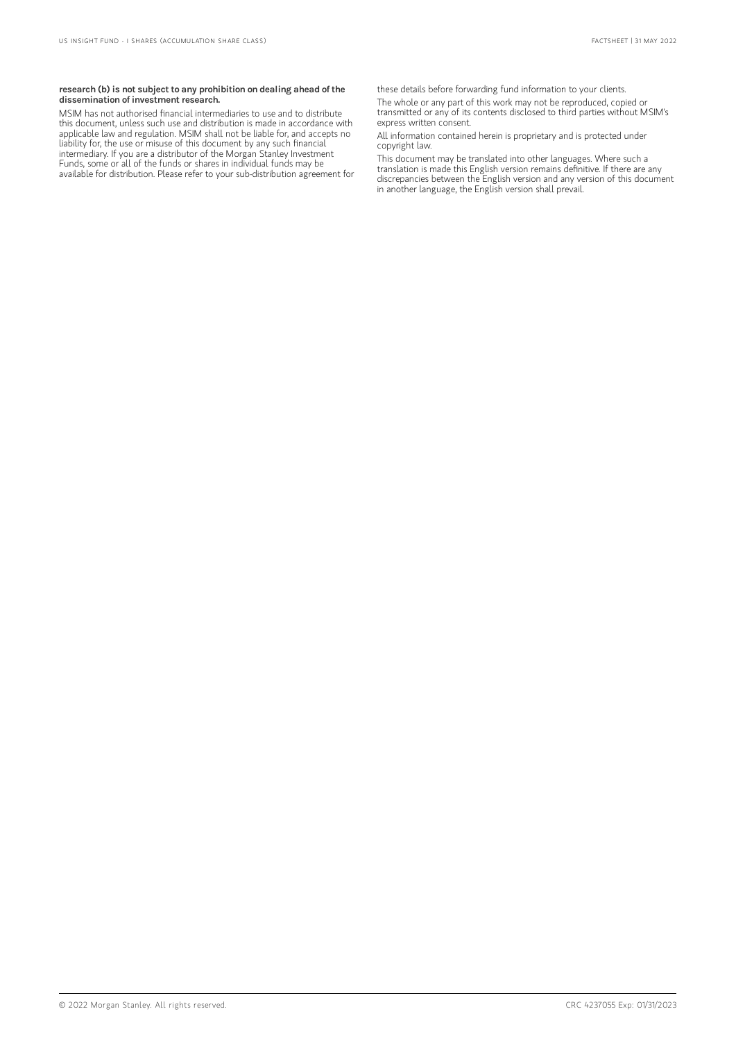**research (b) is not subject to any prohibition on dealing ahead of the dissemination of investment research.**

MSIM has not authorised financial intermediaries to use and to distribute this document, unless such use and distribution is made in accordance with applicable law and regulation. MSIM shall not be liable for, and accepts no liability for, the use or misuse of this document by any such financial intermediary. If you are a distributor of the Morgan Stanley Investment Funds, some or all of the funds or shares in individual funds may be available for distribution. Please refer to your sub-distribution agreement for these details before forwarding fund information to your clients.

The whole or any part of this work may not be reproduced, copied or transmitted or any of its contents disclosed to third parties without MSIM's express written consent.

All information contained herein is proprietary and is protected under copyright law.

This document may be translated into other languages. Where such a translation is made this English version remains definitive. If there are any discrepancies between the English version and any version of this document in another language, the English version shall prevail.

© 2022 Morgan Stanley. All rights reserved.

CRC 4237055 Exp: 01/31/2023